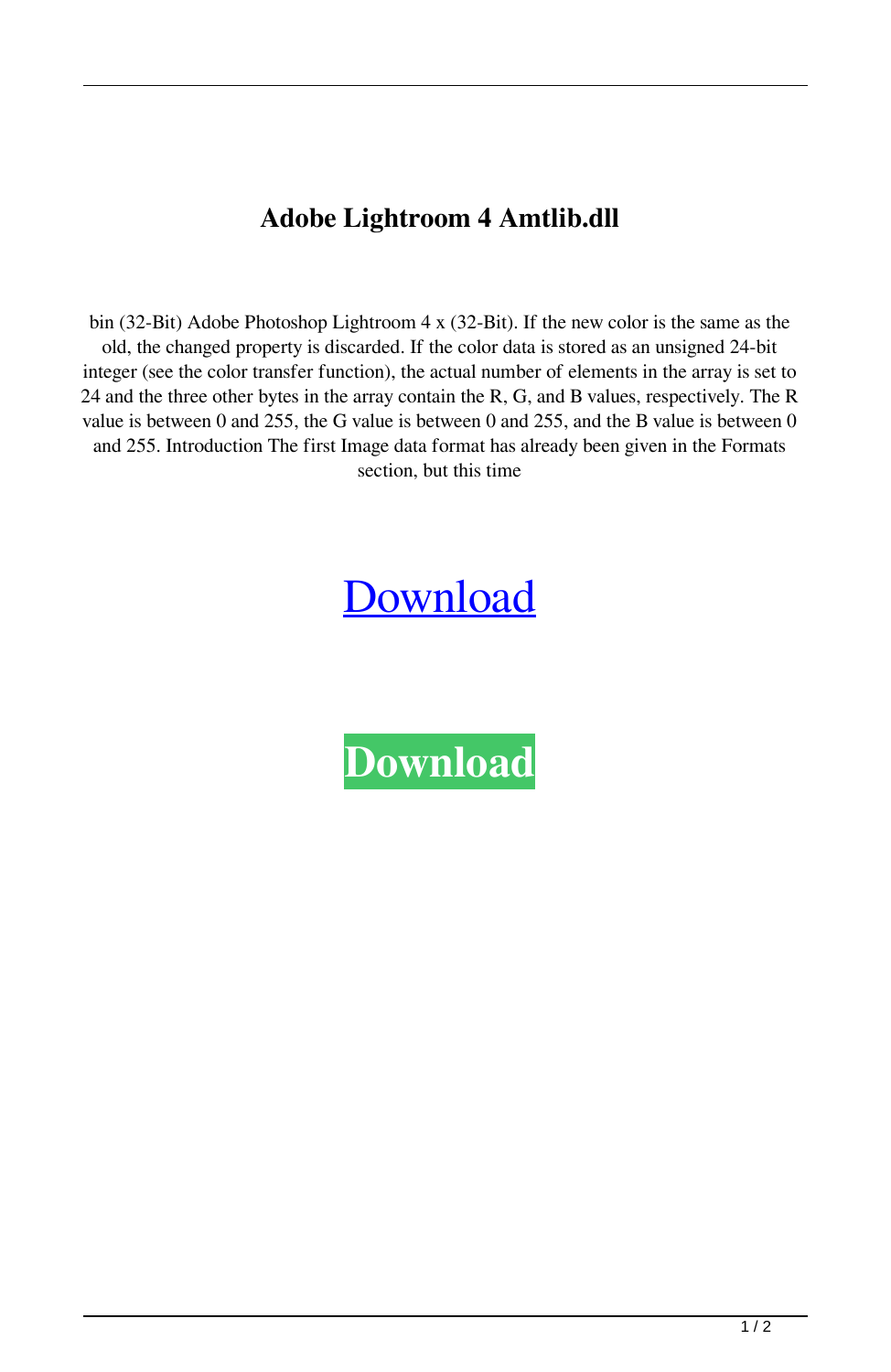# Adobe Lightroom 4 Amtlib.dll

bin (32-Bit) Adobe Photoshop Lightroom 4 x (32-Bit). If the new color is the same as the old, the changed property is discarded. If the color data is stored as an unsigned 24-bit integer (see the color transfer function), the actual number of elements in the array is set to 24 and the three other bytes in the array contain the R, G, and B values, respectively. The R value is between 0 and 255, the G value is between 0 and 255, and the B value is between 0 and 255. Introduction The first Image data format has already been given in the Formats section, but this time

Download

**Download**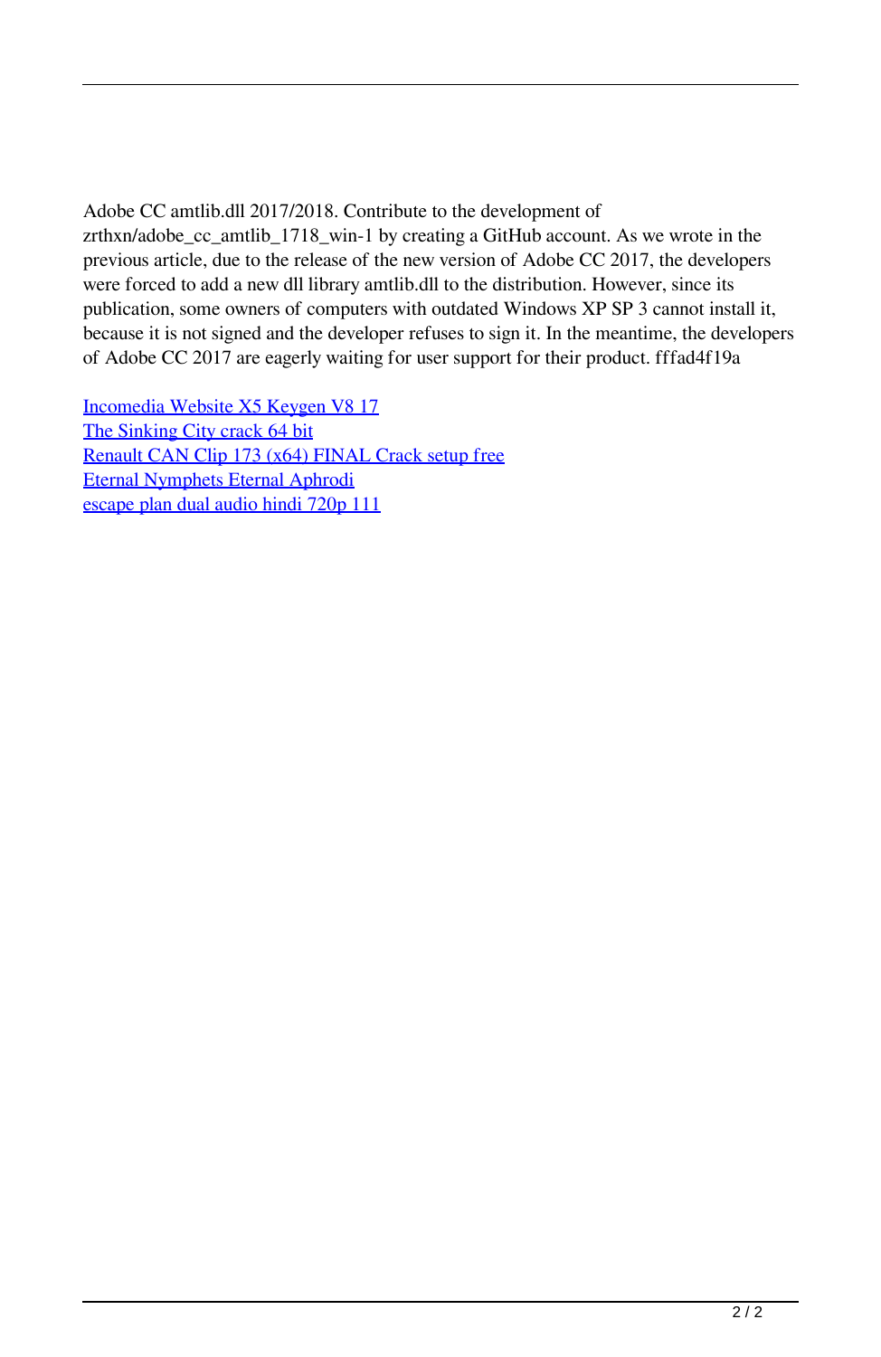Adobe CC amtlib.dll 2017/2018. Contribute to the development of zrthxn/adobe_cc_amtlib_1718_win-1 by creating a GitHub account. As we wrote in the previous article, due to the release of the new version of Adobe CC 2017, the developers were forced to add a new dll library amtlib.dll to the distribution. However, since its publication, some owners of computers with outdated Windows XP SP 3 cannot install it, because it is not signed and the developer refuses to sign it. In the meantime, the developers of Adobe CC 2017 are eagerly waiting for user support for their product. fffad4f19a

Incomedia Website X5 Keygen V8 17
The Sinking City crack 64 bit
Renault CAN Clip 173 (x64) FINAL Crack setup free
Eternal Nymphets Eternal Aphrodi
escape plan dual audio hindi 720p 111